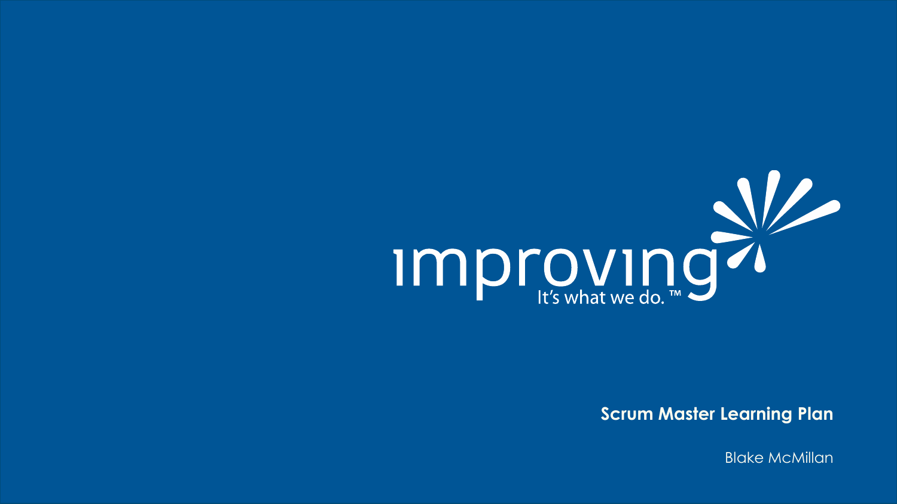improving

It's what we do. ™

# Scrum Master Learning Plan

Blake McMillan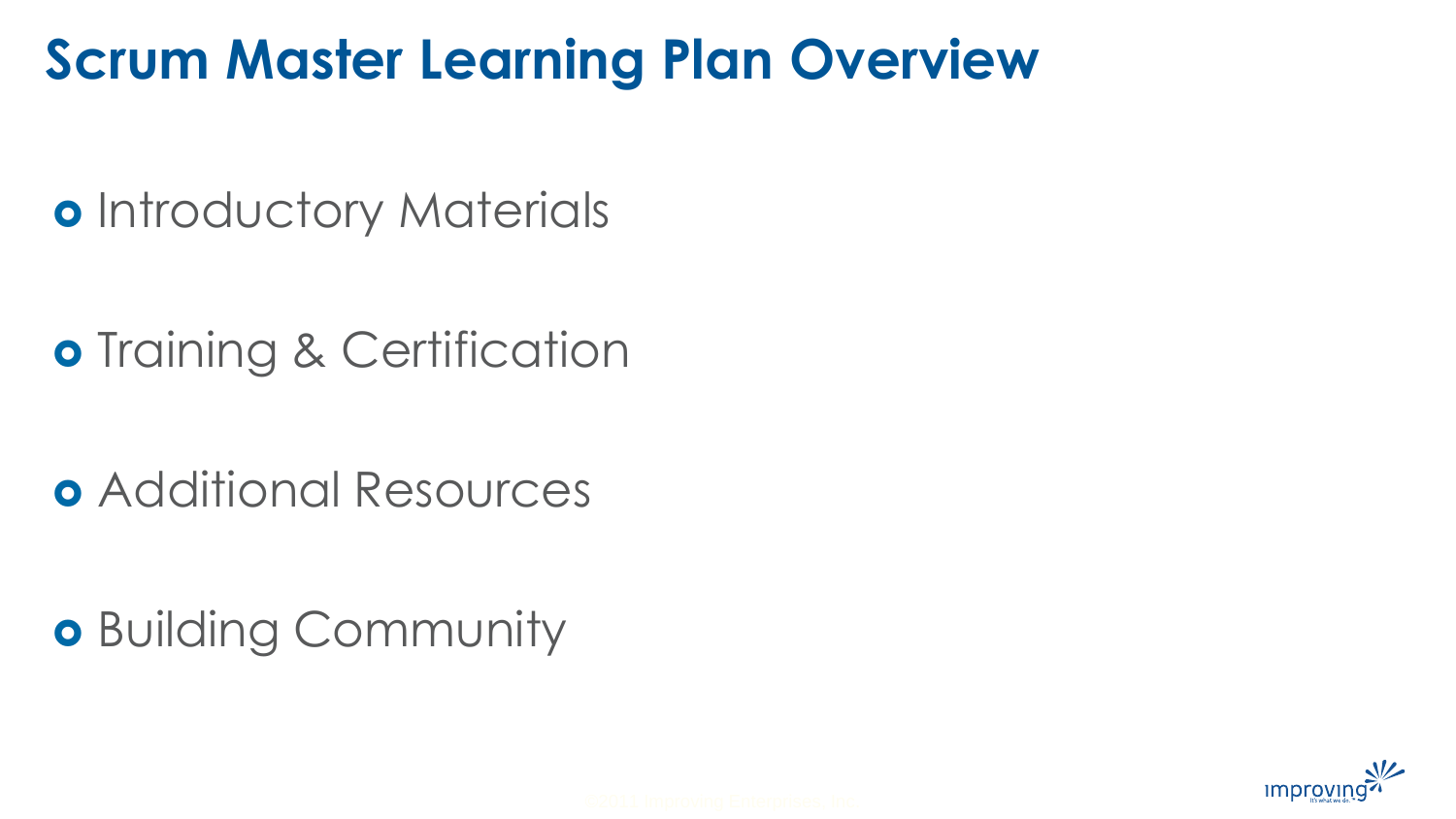# Scrum Master Learning Plan Overview

- Introductory Materials
- Training & Certification
- Additional Resources
- Building Community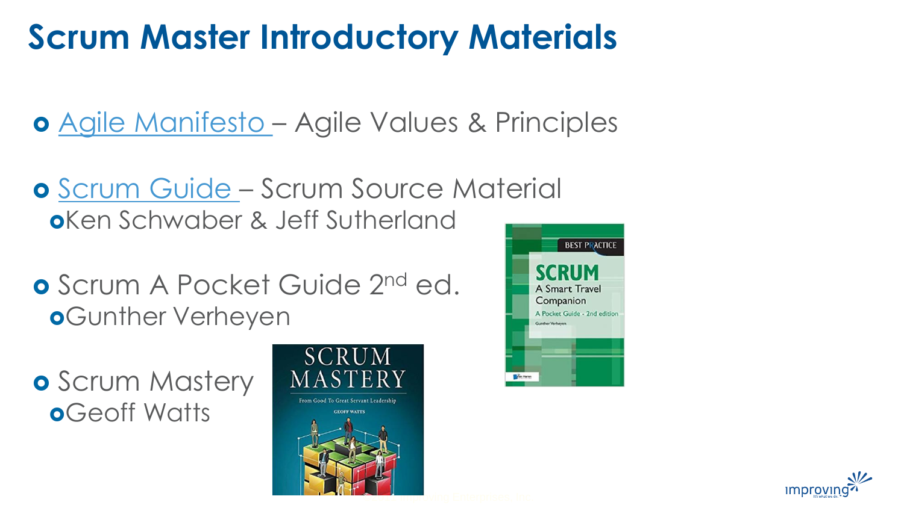# Scrum Master Introductory Materials

- [Agile Manifesto](#) – Agile Values & Principles
- [Scrum Guide](#) – Scrum Source Material
  - Ken Schwaber & Jeff Sutherland
- Scrum A Pocket Guide 2nd ed.
  - Gunther Verheyen
- Scrum Mastery
  - Geoff Watts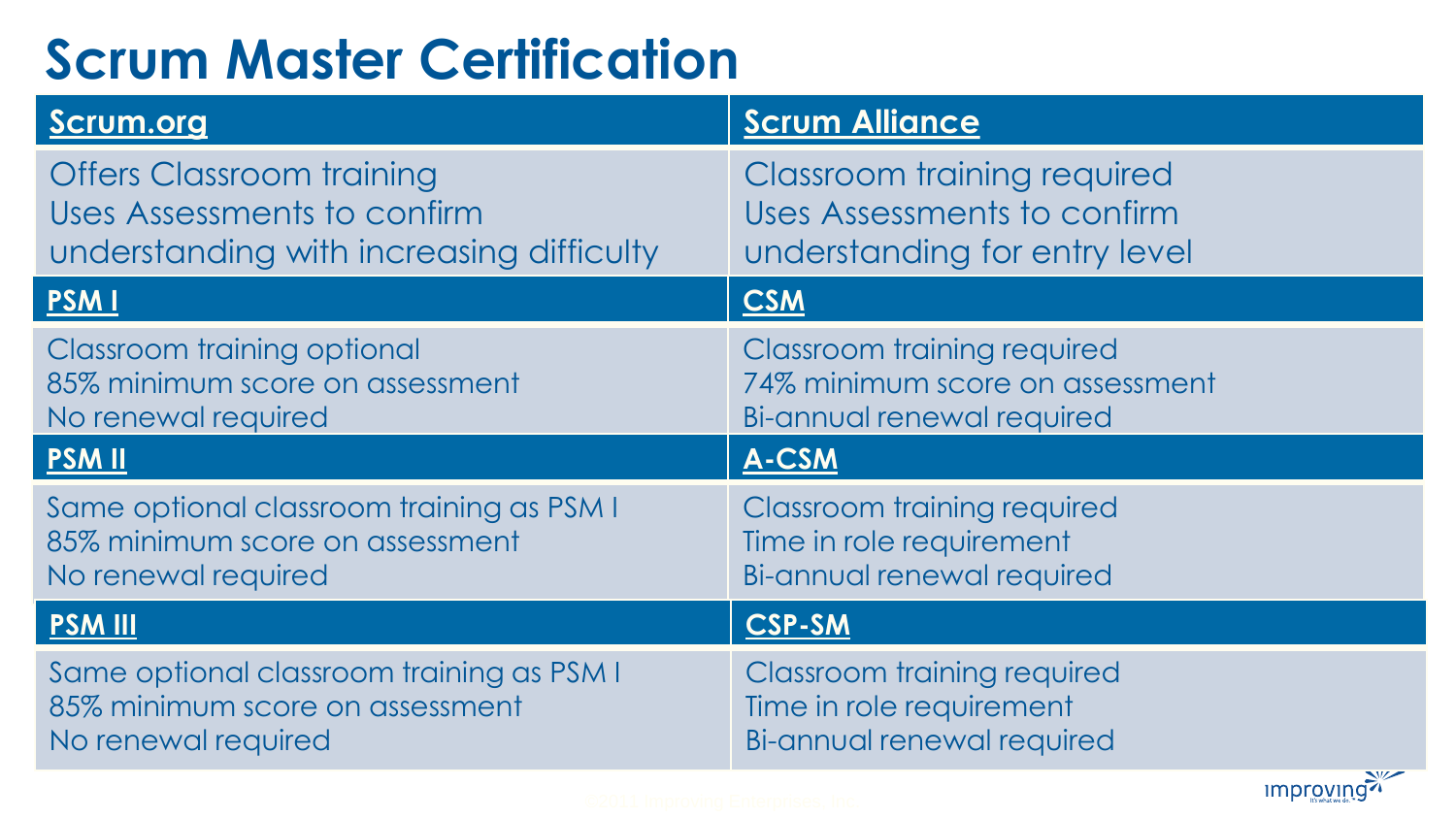# Scrum Master Certification

| Scrum.org | Scrum Alliance |
| --- | --- |
| Offers Classroom training<br>Uses Assessments to confirm understanding with increasing difficulty | Classroom training required<br>Uses Assessments to confirm understanding for entry level |
| **PSM I** | **CSM** |
| Classroom training optional<br>85% minimum score on assessment<br>No renewal required | Classroom training required<br>74% minimum score on assessment<br>Bi-annual renewal required |
| **PSM II** | **A-CSM** |
| Same optional classroom training as PSM I<br>85% minimum score on assessment<br>No renewal required | Classroom training required<br>Time in role requirement<br>Bi-annual renewal required |
| **PSM III** | **CSP-SM** |
| Same optional classroom training as PSM I<br>85% minimum score on assessment<br>No renewal required | Classroom training required<br>Time in role requirement<br>Bi-annual renewal required |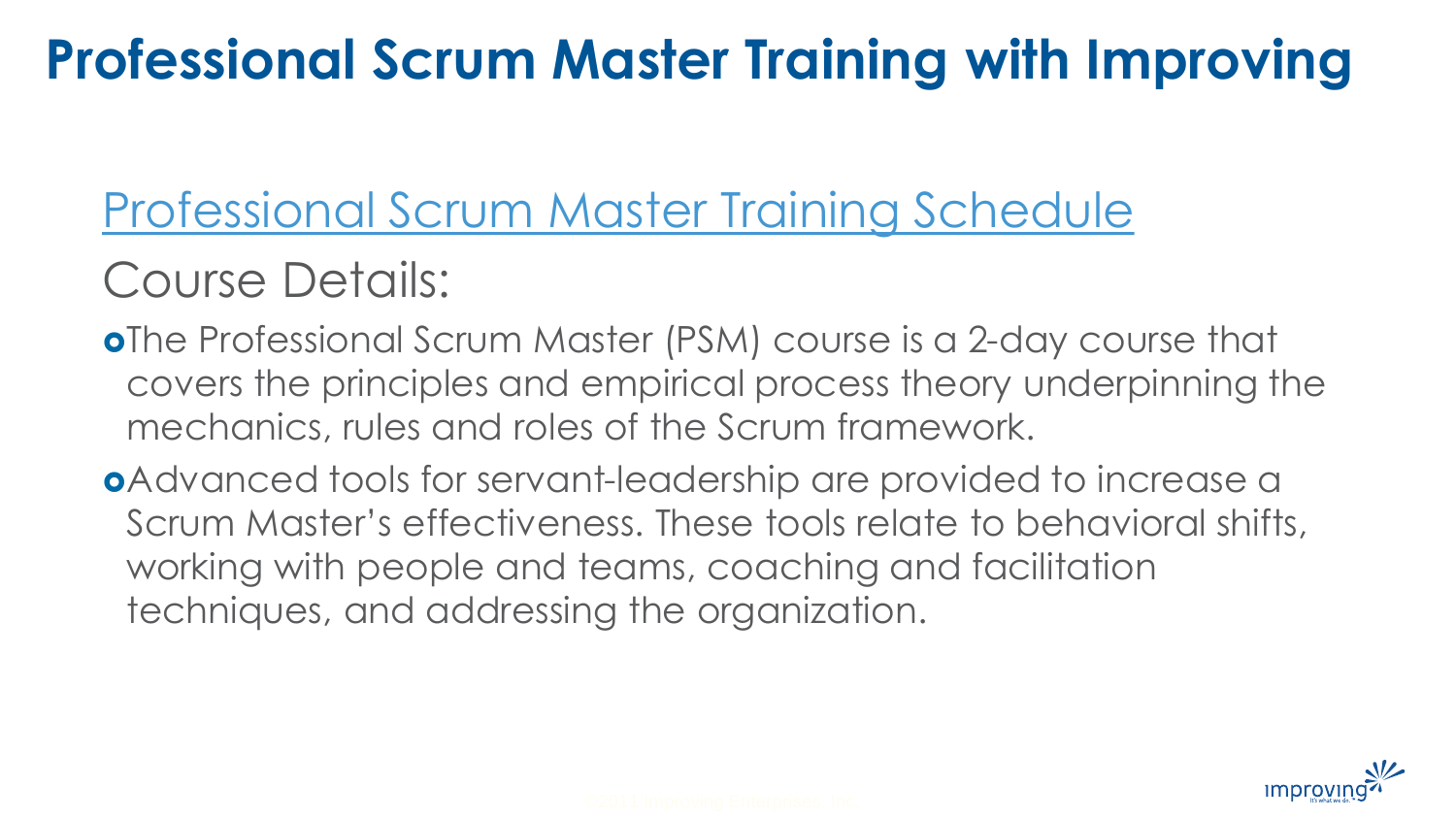# Professional Scrum Master Training with Improving

Professional Scrum Master Training Schedule

## Course Details:

- The Professional Scrum Master (PSM) course is a 2-day course that covers the principles and empirical process theory underpinning the mechanics, rules and roles of the Scrum framework.
- Advanced tools for servant-leadership are provided to increase a Scrum Master's effectiveness. These tools relate to behavioral shifts, working with people and teams, coaching and facilitation techniques, and addressing the organization.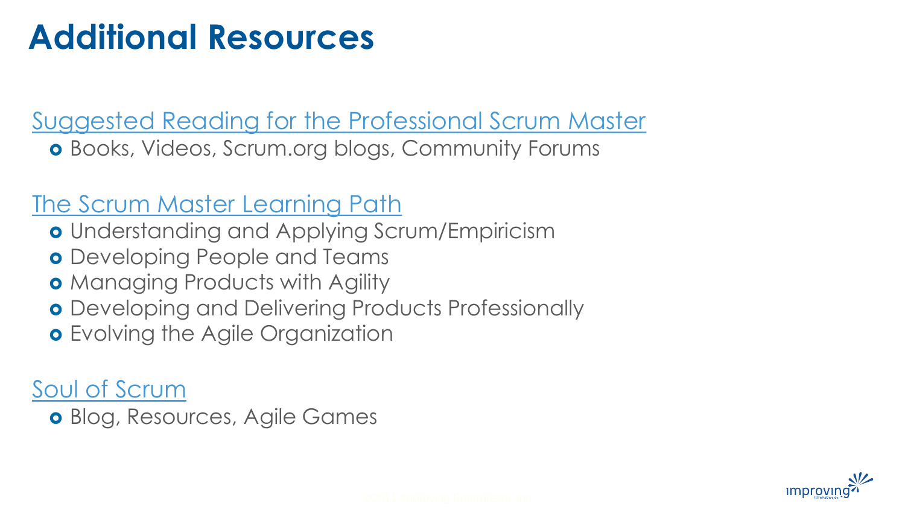# Additional Resources

Suggested Reading for the Professional Scrum Master

- Books, Videos, Scrum.org blogs, Community Forums

The Scrum Master Learning Path

- Understanding and Applying Scrum/Empiricism
- Developing People and Teams
- Managing Products with Agility
- Developing and Delivering Products Professionally
- Evolving the Agile Organization

Soul of Scrum

- Blog, Resources, Agile Games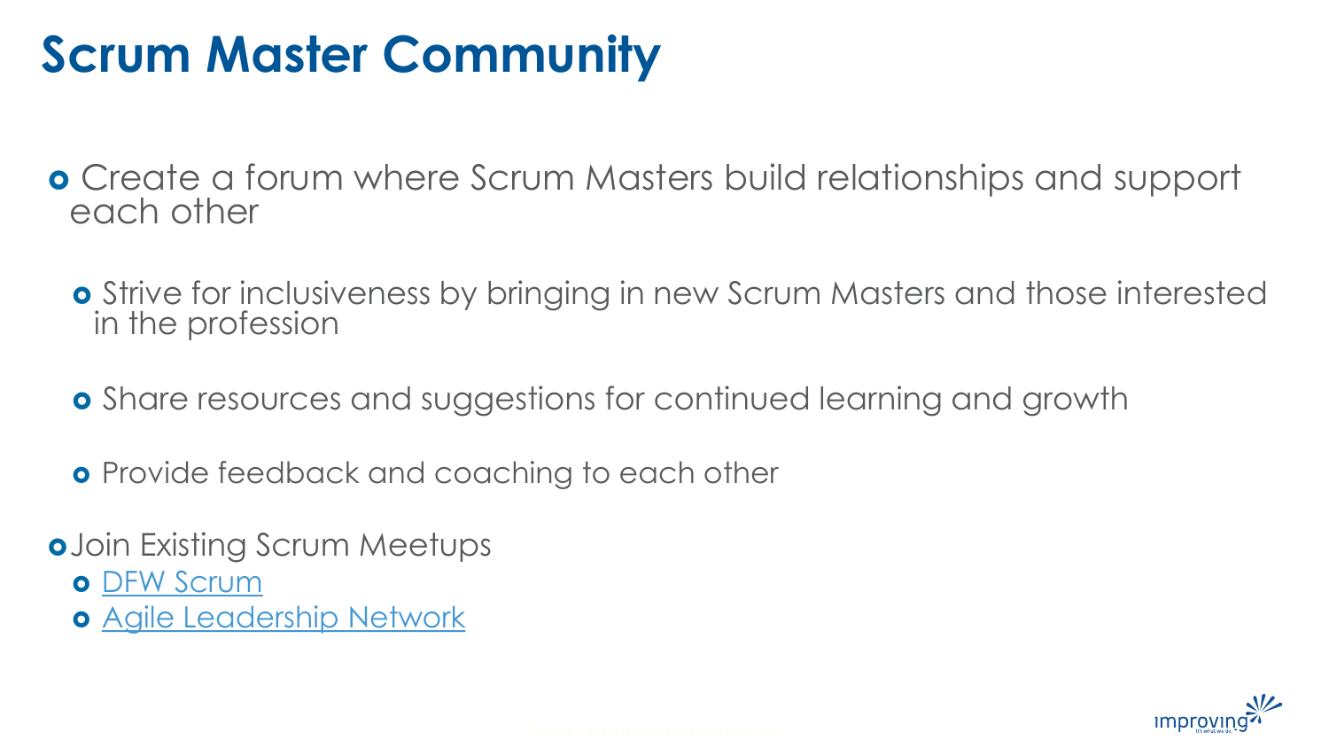# Scrum Master Community

- Create a forum where Scrum Masters build relationships and support each other
  - Strive for inclusiveness by bringing in new Scrum Masters and those interested in the profession
  - Share resources and suggestions for continued learning and growth
  - Provide feedback and coaching to each other
- Join Existing Scrum Meetups
  - DFW Scrum
  - Agile Leadership Network